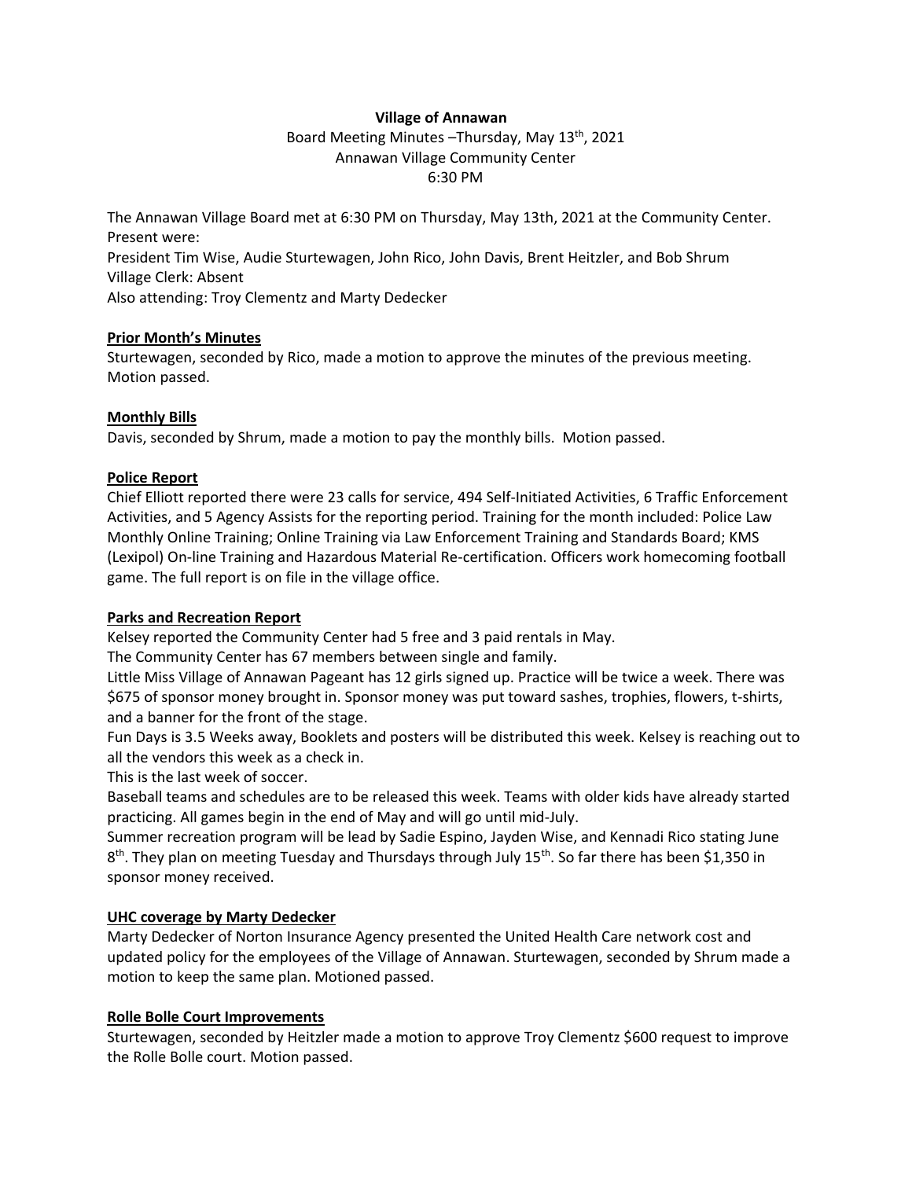**Village of Annawan**

Board Meeting Minutes –Thursday, May 13th, 2021

Annawan Village Community Center

6:30 PM

The Annawan Village Board met at 6:30 PM on Thursday, May 13th, 2021 at the Community Center.
Present were:
President Tim Wise, Audie Sturtewagen, John Rico, John Davis, Brent Heitzler, and Bob Shrum
Village Clerk: Absent
Also attending: Troy Clementz and Marty Dedecker

**Prior Month's Minutes**

Sturtewagen, seconded by Rico, made a motion to approve the minutes of the previous meeting. Motion passed.

**Monthly Bills**

Davis, seconded by Shrum, made a motion to pay the monthly bills. Motion passed.

**Police Report**

Chief Elliott reported there were 23 calls for service, 494 Self-Initiated Activities, 6 Traffic Enforcement Activities, and 5 Agency Assists for the reporting period. Training for the month included: Police Law Monthly Online Training; Online Training via Law Enforcement Training and Standards Board; KMS (Lexipol) On-line Training and Hazardous Material Re-certification. Officers work homecoming football game. The full report is on file in the village office.

**Parks and Recreation Report**

Kelsey reported the Community Center had 5 free and 3 paid rentals in May.

The Community Center has 67 members between single and family.

Little Miss Village of Annawan Pageant has 12 girls signed up. Practice will be twice a week. There was $675 of sponsor money brought in. Sponsor money was put toward sashes, trophies, flowers, t-shirts, and a banner for the front of the stage.

Fun Days is 3.5 Weeks away, Booklets and posters will be distributed this week. Kelsey is reaching out to all the vendors this week as a check in.

This is the last week of soccer.

Baseball teams and schedules are to be released this week. Teams with older kids have already started practicing. All games begin in the end of May and will go until mid-July.

Summer recreation program will be lead by Sadie Espino, Jayden Wise, and Kennadi Rico stating June 8th. They plan on meeting Tuesday and Thursdays through July 15th. So far there has been $1,350 in sponsor money received.

**UHC coverage by Marty Dedecker**

Marty Dedecker of Norton Insurance Agency presented the United Health Care network cost and updated policy for the employees of the Village of Annawan. Sturtewagen, seconded by Shrum made a motion to keep the same plan. Motioned passed.

**Rolle Bolle Court Improvements**

Sturtewagen, seconded by Heitzler made a motion to approve Troy Clementz $600 request to improve the Rolle Bolle court. Motion passed.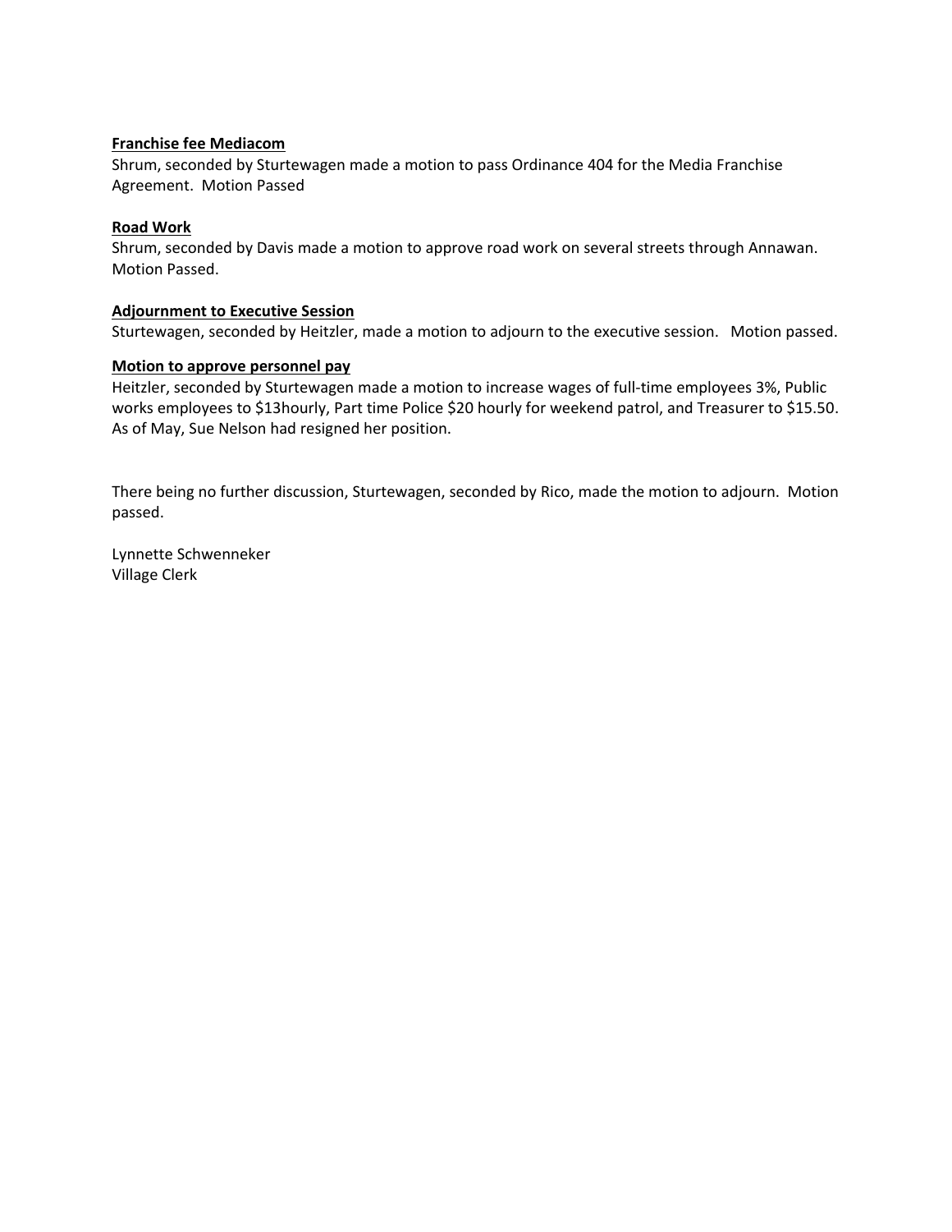**Franchise fee Mediacom**

Shrum, seconded by Sturtewagen made a motion to pass Ordinance 404 for the Media Franchise Agreement. Motion Passed

**Road Work**

Shrum, seconded by Davis made a motion to approve road work on several streets through Annawan. Motion Passed.

**Adjournment to Executive Session**

Sturtewagen, seconded by Heitzler, made a motion to adjourn to the executive session. Motion passed.

**Motion to approve personnel pay**

Heitzler, seconded by Sturtewagen made a motion to increase wages of full-time employees 3%, Public works employees to $13hourly, Part time Police $20 hourly for weekend patrol, and Treasurer to $15.50. As of May, Sue Nelson had resigned her position.

There being no further discussion, Sturtewagen, seconded by Rico, made the motion to adjourn. Motion passed.

Lynnette Schwenneker
Village Clerk